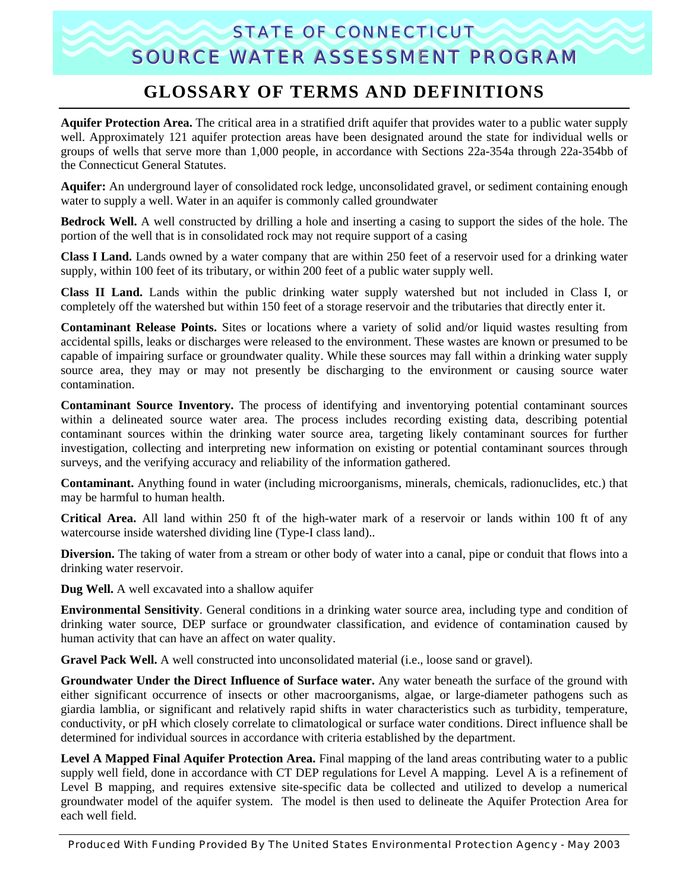# STATE OF CONNECTICUT
# SOURCE WATER ASSESSMENT PROGRAM

## GLOSSARY OF TERMS AND DEFINITIONS

**Aquifer Protection Area.** The critical area in a stratified drift aquifer that provides water to a public water supply well. Approximately 121 aquifer protection areas have been designated around the state for individual wells or groups of wells that serve more than 1,000 people, in accordance with Sections 22a-354a through 22a-354bb of the Connecticut General Statutes.

**Aquifer:** An underground layer of consolidated rock ledge, unconsolidated gravel, or sediment containing enough water to supply a well. Water in an aquifer is commonly called groundwater

**Bedrock Well.** A well constructed by drilling a hole and inserting a casing to support the sides of the hole. The portion of the well that is in consolidated rock may not require support of a casing

**Class I Land.** Lands owned by a water company that are within 250 feet of a reservoir used for a drinking water supply, within 100 feet of its tributary, or within 200 feet of a public water supply well.

**Class II Land.** Lands within the public drinking water supply watershed but not included in Class I, or completely off the watershed but within 150 feet of a storage reservoir and the tributaries that directly enter it.

**Contaminant Release Points.** Sites or locations where a variety of solid and/or liquid wastes resulting from accidental spills, leaks or discharges were released to the environment. These wastes are known or presumed to be capable of impairing surface or groundwater quality. While these sources may fall within a drinking water supply source area, they may or may not presently be discharging to the environment or causing source water contamination.

**Contaminant Source Inventory.** The process of identifying and inventorying potential contaminant sources within a delineated source water area. The process includes recording existing data, describing potential contaminant sources within the drinking water source area, targeting likely contaminant sources for further investigation, collecting and interpreting new information on existing or potential contaminant sources through surveys, and the verifying accuracy and reliability of the information gathered.

**Contaminant.** Anything found in water (including microorganisms, minerals, chemicals, radionuclides, etc.) that may be harmful to human health.

**Critical Area.** All land within 250 ft of the high-water mark of a reservoir or lands within 100 ft of any watercourse inside watershed dividing line (Type-I class land)..

**Diversion.** The taking of water from a stream or other body of water into a canal, pipe or conduit that flows into a drinking water reservoir.

**Dug Well.** A well excavated into a shallow aquifer

**Environmental Sensitivity**. General conditions in a drinking water source area, including type and condition of drinking water source, DEP surface or groundwater classification, and evidence of contamination caused by human activity that can have an affect on water quality.

**Gravel Pack Well.** A well constructed into unconsolidated material (i.e., loose sand or gravel).

**Groundwater Under the Direct Influence of Surface water.** Any water beneath the surface of the ground with either significant occurrence of insects or other macroorganisms, algae, or large-diameter pathogens such as giardia lamblia, or significant and relatively rapid shifts in water characteristics such as turbidity, temperature, conductivity, or pH which closely correlate to climatological or surface water conditions. Direct influence shall be determined for individual sources in accordance with criteria established by the department.

**Level A Mapped Final Aquifer Protection Area.** Final mapping of the land areas contributing water to a public supply well field, done in accordance with CT DEP regulations for Level A mapping. Level A is a refinement of Level B mapping, and requires extensive site-specific data be collected and utilized to develop a numerical groundwater model of the aquifer system. The model is then used to delineate the Aquifer Protection Area for each well field.

Produced With Funding Provided By The United States Environmental Protection Agency - May 2003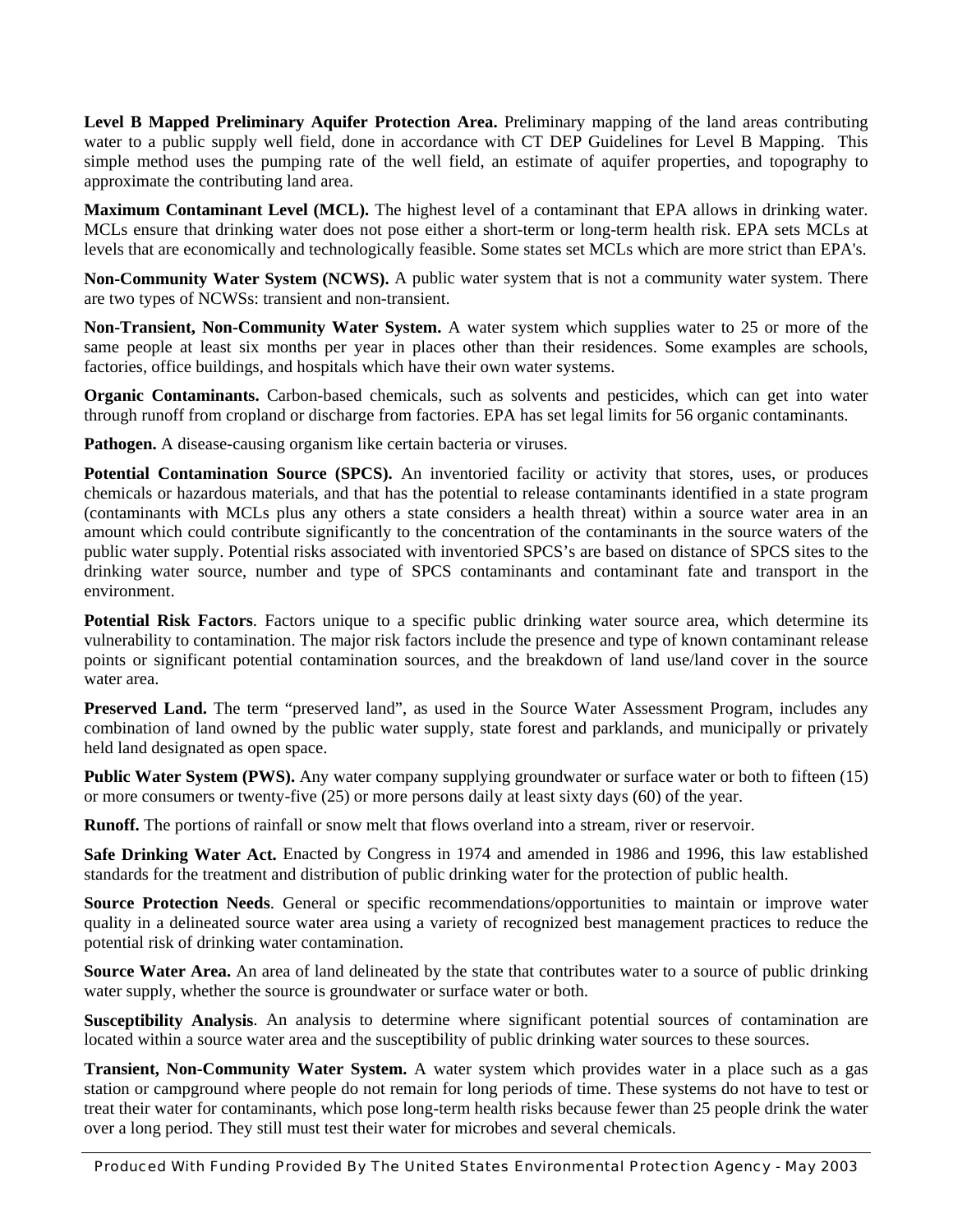**Level B Mapped Preliminary Aquifer Protection Area.** Preliminary mapping of the land areas contributing water to a public supply well field, done in accordance with CT DEP Guidelines for Level B Mapping. This simple method uses the pumping rate of the well field, an estimate of aquifer properties, and topography to approximate the contributing land area.

**Maximum Contaminant Level (MCL).** The highest level of a contaminant that EPA allows in drinking water. MCLs ensure that drinking water does not pose either a short-term or long-term health risk. EPA sets MCLs at levels that are economically and technologically feasible. Some states set MCLs which are more strict than EPA's.

**Non-Community Water System (NCWS).** A public water system that is not a community water system. There are two types of NCWSs: transient and non-transient.

**Non-Transient, Non-Community Water System.** A water system which supplies water to 25 or more of the same people at least six months per year in places other than their residences. Some examples are schools, factories, office buildings, and hospitals which have their own water systems.

**Organic Contaminants.** Carbon-based chemicals, such as solvents and pesticides, which can get into water through runoff from cropland or discharge from factories. EPA has set legal limits for 56 organic contaminants.

**Pathogen.** A disease-causing organism like certain bacteria or viruses.

**Potential Contamination Source (SPCS).** An inventoried facility or activity that stores, uses, or produces chemicals or hazardous materials, and that has the potential to release contaminants identified in a state program (contaminants with MCLs plus any others a state considers a health threat) within a source water area in an amount which could contribute significantly to the concentration of the contaminants in the source waters of the public water supply. Potential risks associated with inventoried SPCS's are based on distance of SPCS sites to the drinking water source, number and type of SPCS contaminants and contaminant fate and transport in the environment.

**Potential Risk Factors**. Factors unique to a specific public drinking water source area, which determine its vulnerability to contamination. The major risk factors include the presence and type of known contaminant release points or significant potential contamination sources, and the breakdown of land use/land cover in the source water area.

**Preserved Land.** The term "preserved land", as used in the Source Water Assessment Program, includes any combination of land owned by the public water supply, state forest and parklands, and municipally or privately held land designated as open space.

**Public Water System (PWS).** Any water company supplying groundwater or surface water or both to fifteen (15) or more consumers or twenty-five (25) or more persons daily at least sixty days (60) of the year.

**Runoff.** The portions of rainfall or snow melt that flows overland into a stream, river or reservoir.

**Safe Drinking Water Act.** Enacted by Congress in 1974 and amended in 1986 and 1996, this law established standards for the treatment and distribution of public drinking water for the protection of public health.

**Source Protection Needs**. General or specific recommendations/opportunities to maintain or improve water quality in a delineated source water area using a variety of recognized best management practices to reduce the potential risk of drinking water contamination.

**Source Water Area.** An area of land delineated by the state that contributes water to a source of public drinking water supply, whether the source is groundwater or surface water or both.

**Susceptibility Analysis**. An analysis to determine where significant potential sources of contamination are located within a source water area and the susceptibility of public drinking water sources to these sources.

**Transient, Non-Community Water System.** A water system which provides water in a place such as a gas station or campground where people do not remain for long periods of time. These systems do not have to test or treat their water for contaminants, which pose long-term health risks because fewer than 25 people drink the water over a long period. They still must test their water for microbes and several chemicals.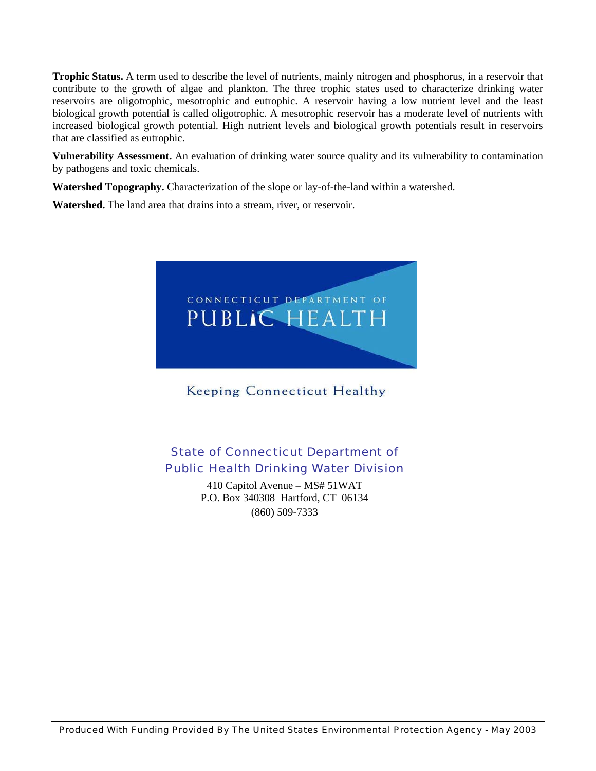**Trophic Status.** A term used to describe the level of nutrients, mainly nitrogen and phosphorus, in a reservoir that contribute to the growth of algae and plankton. The three trophic states used to characterize drinking water reservoirs are oligotrophic, mesotrophic and eutrophic. A reservoir having a low nutrient level and the least biological growth potential is called oligotrophic. A mesotrophic reservoir has a moderate level of nutrients with increased biological growth potential. High nutrient levels and biological growth potentials result in reservoirs that are classified as eutrophic.

**Vulnerability Assessment.** An evaluation of drinking water source quality and its vulnerability to contamination by pathogens and toxic chemicals.

**Watershed Topography.** Characterization of the slope or lay-of-the-land within a watershed.

**Watershed.** The land area that drains into a stream, river, or reservoir.

CONNECTICUT DEPARTMENT OF PUBLIC HEALTH

Keeping Connecticut Healthy

State of Connecticut Department of Public Health Drinking Water Division

410 Capitol Avenue – MS# 51WAT
P.O. Box 340308 Hartford, CT 06134
(860) 509-7333

Produced With Funding Provided By The United States Environmental Protection Agency - May 2003